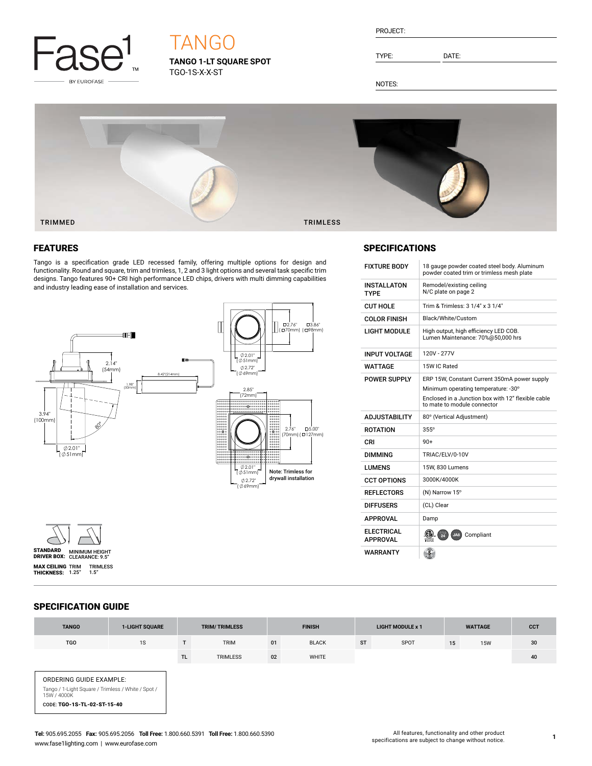Fase1 BY EUROFASE

# TANGO

**TANGO 1-LT SQUARE SPOT**
TGO-1S-X-X-ST

PROJECT:

TYPE: DATE:

NOTES:

TRIMMED TRIMLESS

## FEATURES

Tango is a specification grade LED recessed family, offering multiple options for design and functionality. Round and square, trim and trimless, 1, 2 and 3 light options and several task specific trim designs. Tango features 90+ CRI high performance LED chips, drivers with multi dimming capabilities and industry leading ease of installation and services.

2.14" (54mm)
8.42"(214mm)
1.98" (50mm)
3.94" (100mm)
80°
∅2.01" (∅51mm)
□2.76" (□70mm) □3.86" (□98mm)
∅2.01" (∅51mm)
∅2.72" (∅69mm)
2.85" (72mm)
2.76" (70mm) □5.00" (□127mm)
∅2.01" (∅51mm)
∅2.72" (∅69mm)
Note: Trimless for drywall installation

**STANDARD DRIVER BOX:** MINIMUM HEIGHT CLEARANCE: 9.5"

**MAX CEILING THICKNESS:** TRIM 1.25" TRIMLESS 1.5"

## SPECIFICATIONS

| | |
|---|---|
| FIXTURE BODY | 18 gauge powder coated steel body. Aluminum powder coated trim or trimless mesh plate |
| INSTALLATON TYPE | Remodel/existing ceiling<br>N/C plate on page 2 |
| CUT HOLE | Trim & Trimless: 3 1/4" x 3 1/4" |
| COLOR FINISH | Black/White/Custom |
| LIGHT MODULE | High output, high efficiency LED COB.<br>Lumen Maintenance: 70%@50,000 hrs |
| INPUT VOLTAGE | 120V - 277V |
| WATTAGE | 15W IC Rated |
| POWER SUPPLY | ERP 15W, Constant Current 350mA power supply<br>Minimum operating temperature: -30º<br>Enclosed in a Junction box with 12" flexible cable to mate to module connector |
| ADJUSTABILITY | 80º (Vertical Adjustment) |
| ROTATION | 355º |
| CRI | 90+ |
| DIMMING | TRIAC/ELV/0-10V |
| LUMENS | 15W, 830 Lumens |
| CCT OPTIONS | 3000K/4000K |
| REFLECTORS | (N) Narrow 15º |
| DIFFUSERS | (CL) Clear |
| APPROVAL | Damp |
| ELECTRICAL APPROVAL | Compliant |
| WARRANTY | |

## SPECIFICATION GUIDE

| TANGO | 1-LIGHT SQUARE | TRIM/ TRIMLESS | | FINISH | | LIGHT MODULE x 1 | | WATTAGE | | CCT |
|---|---|---|---|---|---|---|---|---|---|---|
| TGO | 1S | T | TRIM | 01 | BLACK | ST | SPOT | 15 | 15W | 30 |
| | | TL | TRIMLESS | 02 | WHITE | | | | | 40 |

ORDERING GUIDE EXAMPLE:
Tango / 1-Light Square / Trimless / White / Spot / 15W / 4000K
CODE: **TGO-1S-TL-02-ST-15-40**

**Tel:** 905.695.2055 **Fax:** 905.695.2056 **Toll Free:** 1.800.660.5391 **Toll Free:** 1.800.660.5390
www.fase1lighting.com | www.eurofase.com

All features, functionality and other product specifications are subject to change without notice.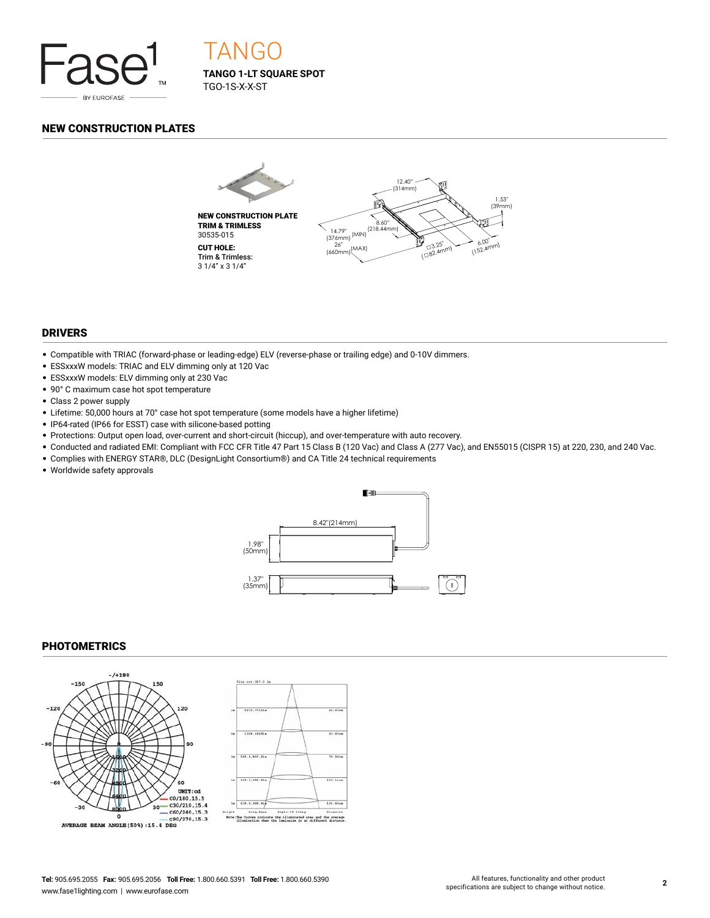Fase1 BY EUROFASE

# TANGO

**TANGO 1-LT SQUARE SPOT**
TGO-1S-X-X-ST

## NEW CONSTRUCTION PLATES

**NEW CONSTRUCTION PLATE TRIM & TRIMLESS**
30535-015

**CUT HOLE:**
Trim & Trimless:
3 1/4" x 3 1/4"

12.40" (314mm)
1.53" (39mm)
8.60" (218.44mm)
14.79" (376mm) (MIN)
26" (660mm) (MAX)
□3.25" (□82.4mm)
6.00" (152.4mm)

## DRIVERS

- Compatible with TRIAC (forward-phase or leading-edge) ELV (reverse-phase or trailing edge) and 0-10V dimmers.
- ESSxxxW models: TRIAC and ELV dimming only at 120 Vac
- ESSxxxW models: ELV dimming only at 230 Vac
- 90° C maximum case hot spot temperature
- Class 2 power supply
- Lifetime: 50,000 hours at 70° case hot spot temperature (some models have a higher lifetime)
- IP64-rated (IP66 for ESST) case with silicone-based potting
- Protections: Output open load, over-current and short-circuit (hiccup), and over-temperature with auto recovery.
- Conducted and radiated EMI: Compliant with FCC CFR Title 47 Part 15 Class B (120 Vac) and Class A (277 Vac), and EN55015 (CISPR 15) at 220, 230, and 240 Vac.
- Complies with ENERGY STAR®, DLC (DesignLight Consortium®) and CA Title 24 technical requirements
- Worldwide safety approvals

8.42"(214mm)
1.98" (50mm)
1.37" (35mm)

## PHOTOMETRICS

-/+180
-150 150
-120 120
-90 90
-60 60
-30 30
0
1600
3200
4800
6400
8000
UNIT:cd
C0/180,15.5
C30/210,15.4
C60/240,15.3
C90/270,15.3
AVERAGE BEAM ANGLE(50%):15.4 DEG

Flux out:327.0 lm
1m 5270.77lm 26.9cm
2m 1318.19lm 53.8cm
3m 585.8lm 79.5cm
4m 329.4lm 106.1cm
5m 210.8lm 132.6cm
Height Eavg,Emax Angle:15.11deg Diameter
Note:The Curves indicate the illuminated area and the average illumination when the luminaire is at different distance.

**Tel:** 905.695.2055 **Fax:** 905.695.2056 **Toll Free:** 1.800.660.5391 **Toll Free:** 1.800.660.5390
www.fase1lighting.com | www.eurofase.com

All features, functionality and other product specifications are subject to change without notice.